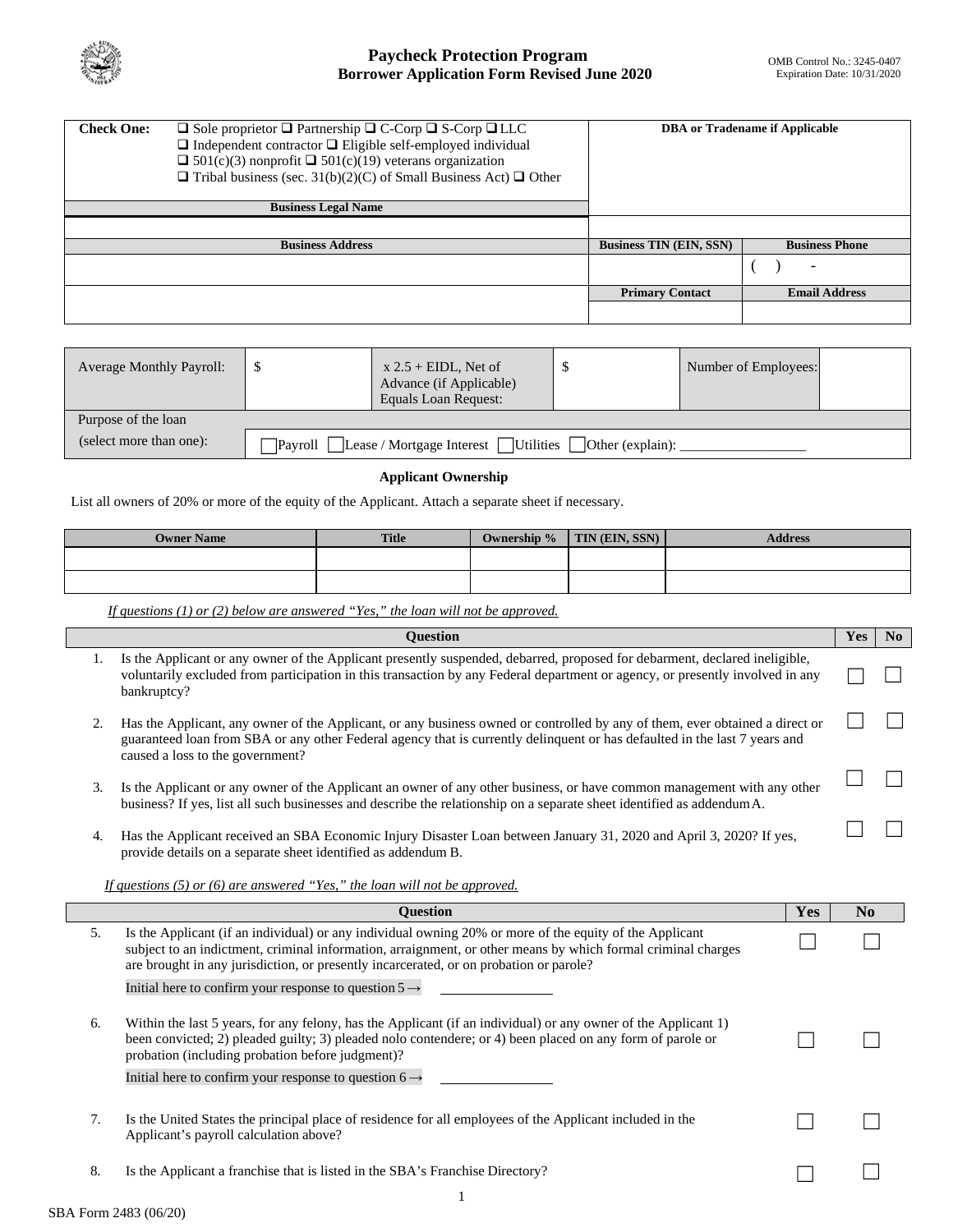# Paycheck Protection Program
## Borrower Application Form Revised June 2020

OMB Control No.: 3245-0407
Expiration Date: 10/31/2020

| Check One: | ❑ Sole proprietor ❑ Partnership ❑ C-Corp ❑ S-Corp ❑ LLC ❑ Independent contractor ❑ Eligible self-employed individual ❑ 501(c)(3) nonprofit ❑ 501(c)(19) veterans organization ❑ Tribal business (sec. 31(b)(2)(C) of Small Business Act) ❑ Other | DBA or Tradename if Applicable | |
|---|---|---|---|
| Business Legal Name | | | |
| | | | |
| Business Address | | Business TIN (EIN, SSN) | Business Phone |
| | | | (   )   - |
| | | Primary Contact | Email Address |
| | | | |

| Average Monthly Payroll: | $ | x 2.5 + EIDL, Net of Advance (if Applicable) Equals Loan Request: | $ | Number of Employees: | |
|---|---|---|---|---|---|
| Purpose of the loan (select more than one): | ☐Payroll ☐Lease / Mortgage Interest ☐Utilities ☐Other (explain): __________________ | | | | |

### Applicant Ownership

List all owners of 20% or more of the equity of the Applicant. Attach a separate sheet if necessary.

| Owner Name | Title | Ownership % | TIN (EIN, SSN) | Address |
|---|---|---|---|---|
| | | | | |
| | | | | |

*If questions (1) or (2) below are answered "Yes," the loan will not be approved.*

| | Question | Yes | No |
|---|---|---|---|
| 1. | Is the Applicant or any owner of the Applicant presently suspended, debarred, proposed for debarment, declared ineligible, voluntarily excluded from participation in this transaction by any Federal department or agency, or presently involved in any bankruptcy? | ☐ | ☐ |
| 2. | Has the Applicant, any owner of the Applicant, or any business owned or controlled by any of them, ever obtained a direct or guaranteed loan from SBA or any other Federal agency that is currently delinquent or has defaulted in the last 7 years and caused a loss to the government? | ☐ | ☐ |
| 3. | Is the Applicant or any owner of the Applicant an owner of any other business, or have common management with any other business? If yes, list all such businesses and describe the relationship on a separate sheet identified as addendum A. | ☐ | ☐ |
| 4. | Has the Applicant received an SBA Economic Injury Disaster Loan between January 31, 2020 and April 3, 2020? If yes, provide details on a separate sheet identified as addendum B. | ☐ | ☐ |

*If questions (5) or (6) are answered "Yes," the loan will not be approved.*

| | Question | Yes | No |
|---|---|---|---|
| 5. | Is the Applicant (if an individual) or any individual owning 20% or more of the equity of the Applicant subject to an indictment, criminal information, arraignment, or other means by which formal criminal charges are brought in any jurisdiction, or presently incarcerated, or on probation or parole? Initial here to confirm your response to question 5 → ______________ | ☐ | ☐ |
| 6. | Within the last 5 years, for any felony, has the Applicant (if an individual) or any owner of the Applicant 1) been convicted; 2) pleaded guilty; 3) pleaded nolo contendere; or 4) been placed on any form of parole or probation (including probation before judgment)? Initial here to confirm your response to question 6 → ______________ | ☐ | ☐ |
| 7. | Is the United States the principal place of residence for all employees of the Applicant included in the Applicant's payroll calculation above? | ☐ | ☐ |
| 8. | Is the Applicant a franchise that is listed in the SBA's Franchise Directory? | ☐ | ☐ |

SBA Form 2483 (06/20)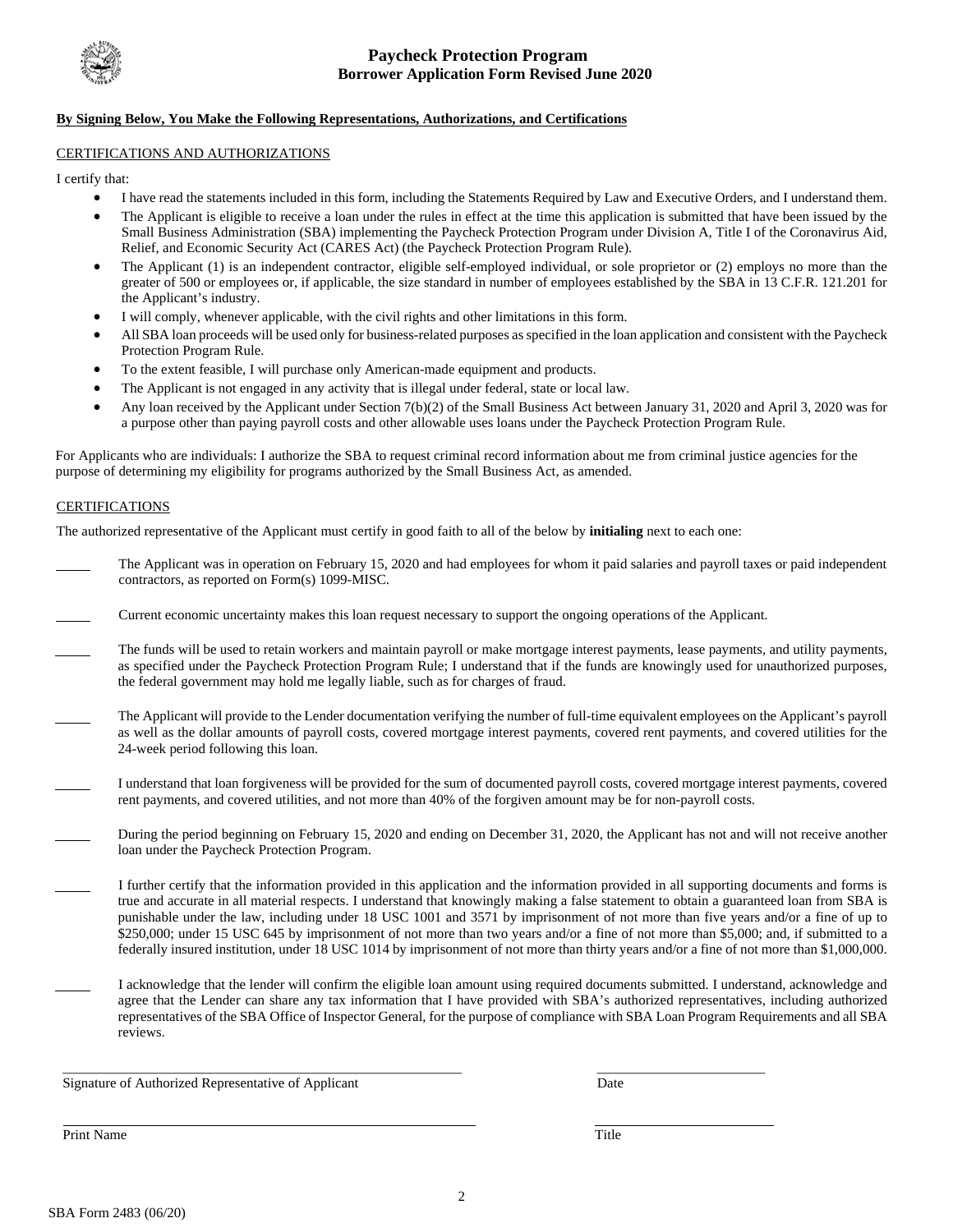# Paycheck Protection Program
## Borrower Application Form Revised June 2020

**By Signing Below, You Make the Following Representations, Authorizations, and Certifications**

CERTIFICATIONS AND AUTHORIZATIONS

I certify that:

- I have read the statements included in this form, including the Statements Required by Law and Executive Orders, and I understand them.
- The Applicant is eligible to receive a loan under the rules in effect at the time this application is submitted that have been issued by the Small Business Administration (SBA) implementing the Paycheck Protection Program under Division A, Title I of the Coronavirus Aid, Relief, and Economic Security Act (CARES Act) (the Paycheck Protection Program Rule).
- The Applicant (1) is an independent contractor, eligible self-employed individual, or sole proprietor or (2) employs no more than the greater of 500 or employees or, if applicable, the size standard in number of employees established by the SBA in 13 C.F.R. 121.201 for the Applicant's industry.
- I will comply, whenever applicable, with the civil rights and other limitations in this form.
- All SBA loan proceeds will be used only for business-related purposes as specified in the loan application and consistent with the Paycheck Protection Program Rule.
- To the extent feasible, I will purchase only American-made equipment and products.
- The Applicant is not engaged in any activity that is illegal under federal, state or local law.
- Any loan received by the Applicant under Section 7(b)(2) of the Small Business Act between January 31, 2020 and April 3, 2020 was for a purpose other than paying payroll costs and other allowable uses loans under the Paycheck Protection Program Rule.

For Applicants who are individuals: I authorize the SBA to request criminal record information about me from criminal justice agencies for the purpose of determining my eligibility for programs authorized by the Small Business Act, as amended.

CERTIFICATIONS

The authorized representative of the Applicant must certify in good faith to all of the below by **initialing** next to each one:

_____ The Applicant was in operation on February 15, 2020 and had employees for whom it paid salaries and payroll taxes or paid independent contractors, as reported on Form(s) 1099-MISC.

_____ Current economic uncertainty makes this loan request necessary to support the ongoing operations of the Applicant.

_____ The funds will be used to retain workers and maintain payroll or make mortgage interest payments, lease payments, and utility payments, as specified under the Paycheck Protection Program Rule; I understand that if the funds are knowingly used for unauthorized purposes, the federal government may hold me legally liable, such as for charges of fraud.

_____ The Applicant will provide to the Lender documentation verifying the number of full-time equivalent employees on the Applicant's payroll as well as the dollar amounts of payroll costs, covered mortgage interest payments, covered rent payments, and covered utilities for the 24-week period following this loan.

_____ I understand that loan forgiveness will be provided for the sum of documented payroll costs, covered mortgage interest payments, covered rent payments, and covered utilities, and not more than 40% of the forgiven amount may be for non-payroll costs.

_____ During the period beginning on February 15, 2020 and ending on December 31, 2020, the Applicant has not and will not receive another loan under the Paycheck Protection Program.

_____ I further certify that the information provided in this application and the information provided in all supporting documents and forms is true and accurate in all material respects. I understand that knowingly making a false statement to obtain a guaranteed loan from SBA is punishable under the law, including under 18 USC 1001 and 3571 by imprisonment of not more than five years and/or a fine of up to $250,000; under 15 USC 645 by imprisonment of not more than two years and/or a fine of not more than $5,000; and, if submitted to a federally insured institution, under 18 USC 1014 by imprisonment of not more than thirty years and/or a fine of not more than $1,000,000.

_____ I acknowledge that the lender will confirm the eligible loan amount using required documents submitted. I understand, acknowledge and agree that the Lender can share any tax information that I have provided with SBA's authorized representatives, including authorized representatives of the SBA Office of Inspector General, for the purpose of compliance with SBA Loan Program Requirements and all SBA reviews.

_________________________________________ _______________

Signature of Authorized Representative of Applicant Date

_________________________________________ _______________

Print Name Title

SBA Form 2483 (06/20)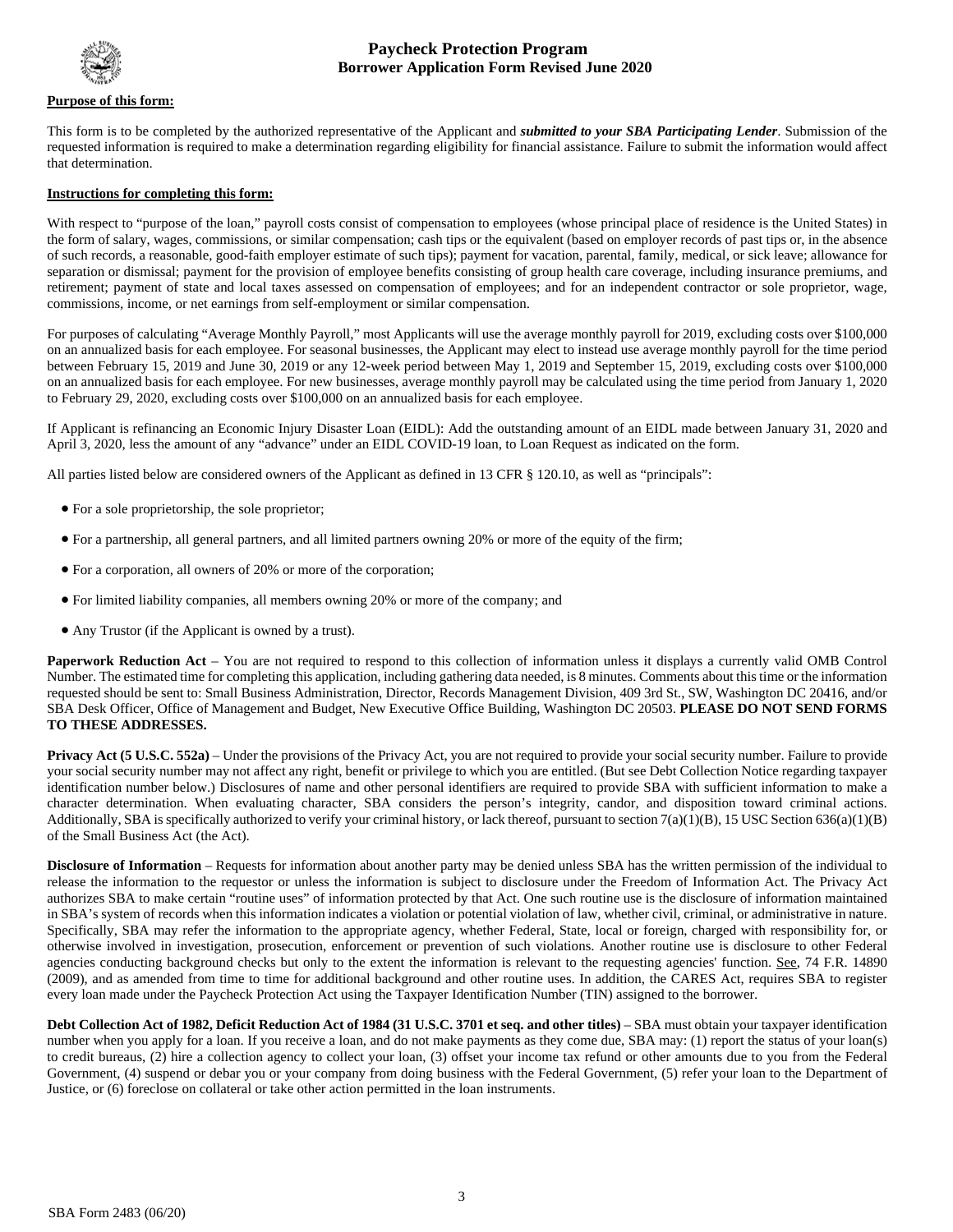# Paycheck Protection Program
## Borrower Application Form Revised June 2020

**Purpose of this form:**

This form is to be completed by the authorized representative of the Applicant and ***submitted to your SBA Participating Lender***. Submission of the requested information is required to make a determination regarding eligibility for financial assistance. Failure to submit the information would affect that determination.

**Instructions for completing this form:**

With respect to "purpose of the loan," payroll costs consist of compensation to employees (whose principal place of residence is the United States) in the form of salary, wages, commissions, or similar compensation; cash tips or the equivalent (based on employer records of past tips or, in the absence of such records, a reasonable, good-faith employer estimate of such tips); payment for vacation, parental, family, medical, or sick leave; allowance for separation or dismissal; payment for the provision of employee benefits consisting of group health care coverage, including insurance premiums, and retirement; payment of state and local taxes assessed on compensation of employees; and for an independent contractor or sole proprietor, wage, commissions, income, or net earnings from self-employment or similar compensation.

For purposes of calculating "Average Monthly Payroll," most Applicants will use the average monthly payroll for 2019, excluding costs over $100,000 on an annualized basis for each employee. For seasonal businesses, the Applicant may elect to instead use average monthly payroll for the time period between February 15, 2019 and June 30, 2019 or any 12-week period between May 1, 2019 and September 15, 2019, excluding costs over $100,000 on an annualized basis for each employee. For new businesses, average monthly payroll may be calculated using the time period from January 1, 2020 to February 29, 2020, excluding costs over $100,000 on an annualized basis for each employee.

If Applicant is refinancing an Economic Injury Disaster Loan (EIDL): Add the outstanding amount of an EIDL made between January 31, 2020 and April 3, 2020, less the amount of any "advance" under an EIDL COVID-19 loan, to Loan Request as indicated on the form.

All parties listed below are considered owners of the Applicant as defined in 13 CFR § 120.10, as well as "principals":

- For a sole proprietorship, the sole proprietor;
- For a partnership, all general partners, and all limited partners owning 20% or more of the equity of the firm;
- For a corporation, all owners of 20% or more of the corporation;
- For limited liability companies, all members owning 20% or more of the company; and
- Any Trustor (if the Applicant is owned by a trust).

**Paperwork Reduction Act** – You are not required to respond to this collection of information unless it displays a currently valid OMB Control Number. The estimated time for completing this application, including gathering data needed, is 8 minutes. Comments about this time or the information requested should be sent to: Small Business Administration, Director, Records Management Division, 409 3rd St., SW, Washington DC 20416, and/or SBA Desk Officer, Office of Management and Budget, New Executive Office Building, Washington DC 20503. **PLEASE DO NOT SEND FORMS TO THESE ADDRESSES.**

**Privacy Act (5 U.S.C. 552a)** – Under the provisions of the Privacy Act, you are not required to provide your social security number. Failure to provide your social security number may not affect any right, benefit or privilege to which you are entitled. (But see Debt Collection Notice regarding taxpayer identification number below.) Disclosures of name and other personal identifiers are required to provide SBA with sufficient information to make a character determination. When evaluating character, SBA considers the person's integrity, candor, and disposition toward criminal actions. Additionally, SBA is specifically authorized to verify your criminal history, or lack thereof, pursuant to section 7(a)(1)(B), 15 USC Section 636(a)(1)(B) of the Small Business Act (the Act).

**Disclosure of Information** – Requests for information about another party may be denied unless SBA has the written permission of the individual to release the information to the requestor or unless the information is subject to disclosure under the Freedom of Information Act. The Privacy Act authorizes SBA to make certain "routine uses" of information protected by that Act. One such routine use is the disclosure of information maintained in SBA's system of records when this information indicates a violation or potential violation of law, whether civil, criminal, or administrative in nature. Specifically, SBA may refer the information to the appropriate agency, whether Federal, State, local or foreign, charged with responsibility for, or otherwise involved in investigation, prosecution, enforcement or prevention of such violations. Another routine use is disclosure to other Federal agencies conducting background checks but only to the extent the information is relevant to the requesting agencies' function. See, 74 F.R. 14890 (2009), and as amended from time to time for additional background and other routine uses. In addition, the CARES Act, requires SBA to register every loan made under the Paycheck Protection Act using the Taxpayer Identification Number (TIN) assigned to the borrower.

**Debt Collection Act of 1982, Deficit Reduction Act of 1984 (31 U.S.C. 3701 et seq. and other titles)** – SBA must obtain your taxpayer identification number when you apply for a loan. If you receive a loan, and do not make payments as they come due, SBA may: (1) report the status of your loan(s) to credit bureaus, (2) hire a collection agency to collect your loan, (3) offset your income tax refund or other amounts due to you from the Federal Government, (4) suspend or debar you or your company from doing business with the Federal Government, (5) refer your loan to the Department of Justice, or (6) foreclose on collateral or take other action permitted in the loan instruments.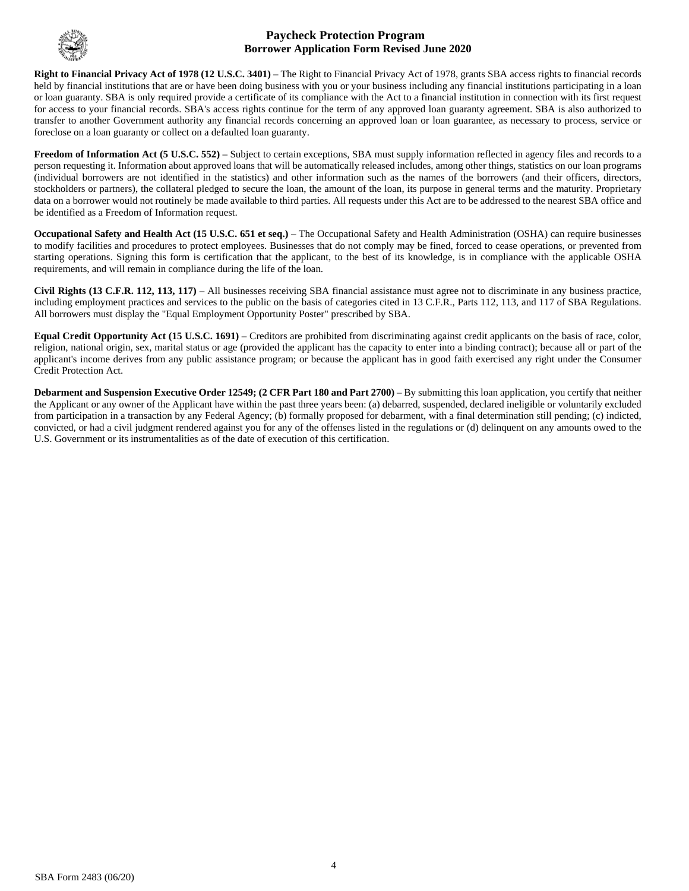**Right to Financial Privacy Act of 1978 (12 U.S.C. 3401)** – The Right to Financial Privacy Act of 1978, grants SBA access rights to financial records held by financial institutions that are or have been doing business with you or your business including any financial institutions participating in a loan or loan guaranty. SBA is only required provide a certificate of its compliance with the Act to a financial institution in connection with its first request for access to your financial records. SBA's access rights continue for the term of any approved loan guaranty agreement. SBA is also authorized to transfer to another Government authority any financial records concerning an approved loan or loan guarantee, as necessary to process, service or foreclose on a loan guaranty or collect on a defaulted loan guaranty.

**Freedom of Information Act (5 U.S.C. 552)** – Subject to certain exceptions, SBA must supply information reflected in agency files and records to a person requesting it. Information about approved loans that will be automatically released includes, among other things, statistics on our loan programs (individual borrowers are not identified in the statistics) and other information such as the names of the borrowers (and their officers, directors, stockholders or partners), the collateral pledged to secure the loan, the amount of the loan, its purpose in general terms and the maturity. Proprietary data on a borrower would not routinely be made available to third parties. All requests under this Act are to be addressed to the nearest SBA office and be identified as a Freedom of Information request.

**Occupational Safety and Health Act (15 U.S.C. 651 et seq.)** – The Occupational Safety and Health Administration (OSHA) can require businesses to modify facilities and procedures to protect employees. Businesses that do not comply may be fined, forced to cease operations, or prevented from starting operations. Signing this form is certification that the applicant, to the best of its knowledge, is in compliance with the applicable OSHA requirements, and will remain in compliance during the life of the loan.

**Civil Rights (13 C.F.R. 112, 113, 117)** – All businesses receiving SBA financial assistance must agree not to discriminate in any business practice, including employment practices and services to the public on the basis of categories cited in 13 C.F.R., Parts 112, 113, and 117 of SBA Regulations. All borrowers must display the "Equal Employment Opportunity Poster" prescribed by SBA.

**Equal Credit Opportunity Act (15 U.S.C. 1691)** – Creditors are prohibited from discriminating against credit applicants on the basis of race, color, religion, national origin, sex, marital status or age (provided the applicant has the capacity to enter into a binding contract); because all or part of the applicant's income derives from any public assistance program; or because the applicant has in good faith exercised any right under the Consumer Credit Protection Act.

**Debarment and Suspension Executive Order 12549; (2 CFR Part 180 and Part 2700)** – By submitting this loan application, you certify that neither the Applicant or any owner of the Applicant have within the past three years been: (a) debarred, suspended, declared ineligible or voluntarily excluded from participation in a transaction by any Federal Agency; (b) formally proposed for debarment, with a final determination still pending; (c) indicted, convicted, or had a civil judgment rendered against you for any of the offenses listed in the regulations or (d) delinquent on any amounts owed to the U.S. Government or its instrumentalities as of the date of execution of this certification.